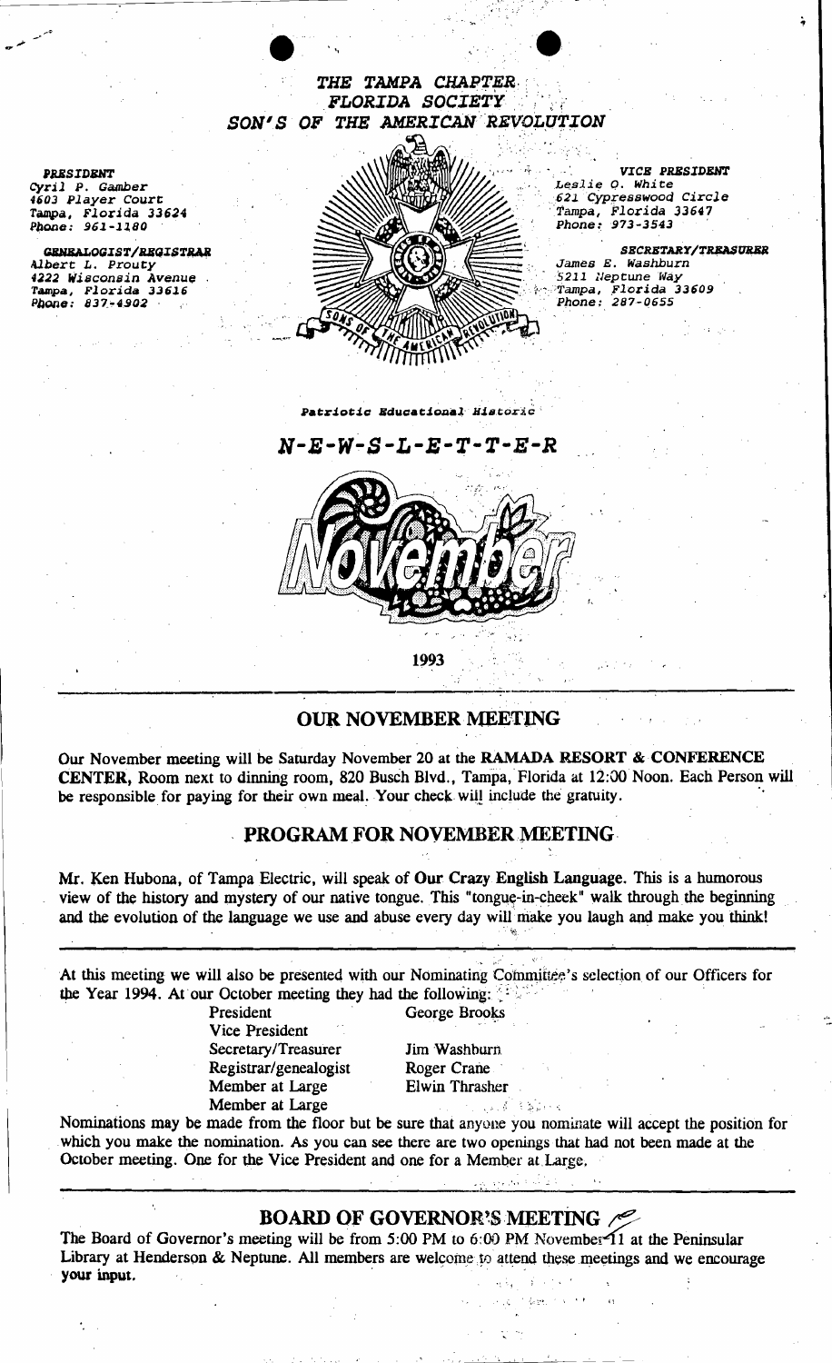# THE TAMPA CHAPTER
# FLORIDA SOCIETY
# SON'S OF THE AMERICAN REVOLUTION

***PRESIDENT***
*Cyril P. Gamber*
*4603 Player Court*
*Tampa, Florida 33624*
*Phone: 961-1180*

***GENEALOGIST/REGISTRAR***
*Albert L. Prouty*
*4222 Wisconsin Avenue*
*Tampa, Florida 33616*
*Phone: 837-4902*

***VICE PRESIDENT***
*Leslie O. White*
*621 Cypresswood Circle*
*Tampa, Florida 33647*
*Phone: 973-3543*

***SECRETARY/TREASURER***
*James E. Washburn*
*5211 Neptune Way*
*Tampa, Florida 33609*
*Phone: 287-0655*

SONS OF THE AMERICAN REVOLUTION

*Patriotic Educational Historic*

## *N-E-W-S-L-E-T-T-E-R*

November

1993

## OUR NOVEMBER MEETING

Our November meeting will be Saturday November 20 at the **RAMADA RESORT & CONFERENCE CENTER,** Room next to dinning room, 820 Busch Blvd., Tampa, Florida at 12:00 Noon. Each Person will be responsible for paying for their own meal. Your check will include the gratuity.

## PROGRAM FOR NOVEMBER MEETING

Mr. Ken Hubona, of Tampa Electric, will speak of **Our Crazy English Language.** This is a humorous view of the history and mystery of our native tongue. This "tongue-in-cheek" walk through the beginning and the evolution of the language we use and abuse every day will make you laugh and make you think!

At this meeting we will also be presented with our Nominating Committee's selection of our Officers for the Year 1994. At our October meeting they had the following:

| | |
|---|---|
| President | George Brooks |
| Vice President | |
| Secretary/Treasurer | Jim Washburn |
| Registrar/genealogist | Roger Crane |
| Member at Large | Elwin Thrasher |
| Member at Large | |

Nominations may be made from the floor but be sure that anyone you nominate will accept the position for which you make the nomination. As you can see there are two openings that had not been made at the October meeting. One for the Vice President and one for a Member at Large.

## BOARD OF GOVERNOR'S MEETING

The Board of Governor's meeting will be from 5:00 PM to 6:00 PM November 11 at the Peninsular Library at Henderson & Neptune. All members are welcome to attend these meetings and we encourage **your input.**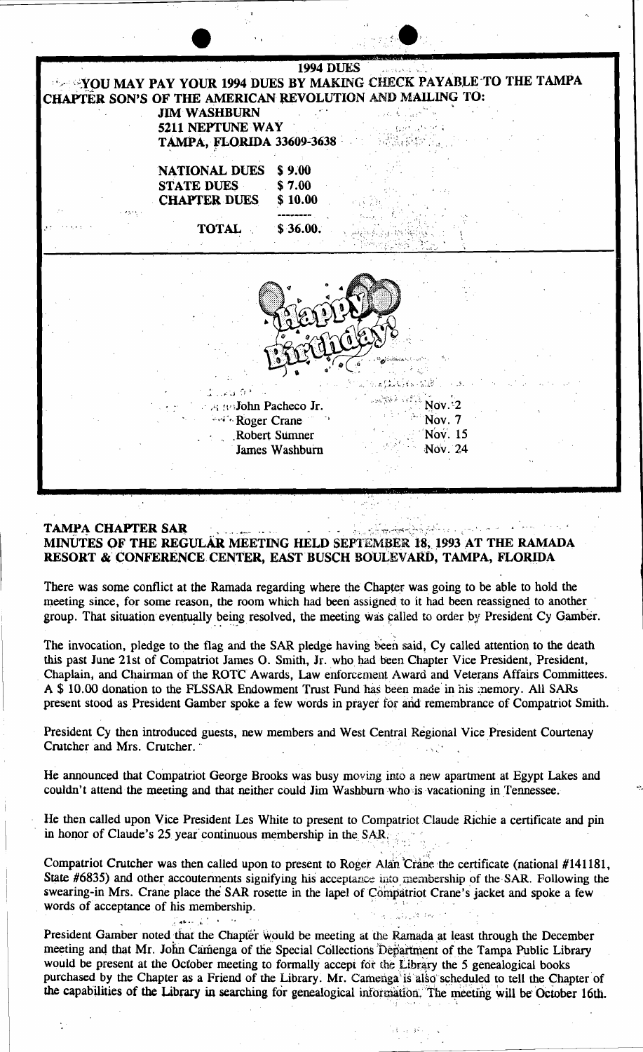**1994 DUES**

**YOU MAY PAY YOUR 1994 DUES BY MAKING CHECK PAYABLE TO THE TAMPA CHAPTER SON'S OF THE AMERICAN REVOLUTION AND MAILING TO:**

**JIM WASHBURN**
**5211 NEPTUNE WAY**
**TAMPA, FLORIDA 33609-3638**

| | |
|---|---|
| **NATIONAL DUES** | **$ 9.00** |
| **STATE DUES** | **$ 7.00** |
| **CHAPTER DUES** | **$ 10.00** |
| | -------- |
| **TOTAL** | **$ 36.00.** |

Happy Birthday!

| | |
|---|---|
| John Pacheco Jr. | Nov. 2 |
| Roger Crane | Nov. 7 |
| Robert Sumner | Nov. 15 |
| James Washburn | Nov. 24 |

**TAMPA CHAPTER SAR**
**MINUTES OF THE REGULAR MEETING HELD SEPTEMBER 18, 1993 AT THE RAMADA RESORT & CONFERENCE CENTER, EAST BUSCH BOULEVARD, TAMPA, FLORIDA**

There was some conflict at the Ramada regarding where the Chapter was going to be able to hold the meeting since, for some reason, the room which had been assigned to it had been reassigned to another group. That situation eventually being resolved, the meeting was called to order by President Cy Gamber.

The invocation, pledge to the flag and the SAR pledge having been said, Cy called attention to the death this past June 21st of Compatriot James O. Smith, Jr. who had been Chapter Vice President, President, Chaplain, and Chairman of the ROTC Awards, Law enforcement Award and Veterans Affairs Committees. A $ 10.00 donation to the FLSSAR Endowment Trust Fund has been made in his memory. All SARs present stood as President Gamber spoke a few words in prayer for and remembrance of Compatriot Smith.

President Cy then introduced guests, new members and West Central Regional Vice President Courtenay Crutcher and Mrs. Crutcher.

He announced that Compatriot George Brooks was busy moving into a new apartment at Egypt Lakes and couldn't attend the meeting and that neither could Jim Washburn who is vacationing in Tennessee.

He then called upon Vice President Les White to present to Compatriot Claude Richie a certificate and pin in honor of Claude's 25 year continuous membership in the SAR.

Compatriot Crutcher was then called upon to present to Roger Alan Crane the certificate (national #141181, State #6835) and other accouterments signifying his acceptance into membership of the SAR. Following the swearing-in Mrs. Crane place the SAR rosette in the lapel of Compatriot Crane's jacket and spoke a few words of acceptance of his membership.

President Gamber noted that the Chapter would be meeting at the Ramada at least through the December meeting and that Mr. John Camenga of the Special Collections Department of the Tampa Public Library would be present at the October meeting to formally accept for the Library the 5 genealogical books purchased by the Chapter as a Friend of the Library. Mr. Camenga is also scheduled to tell the Chapter of the capabilities of the Library in searching for genealogical information. The meeting will be October 16th.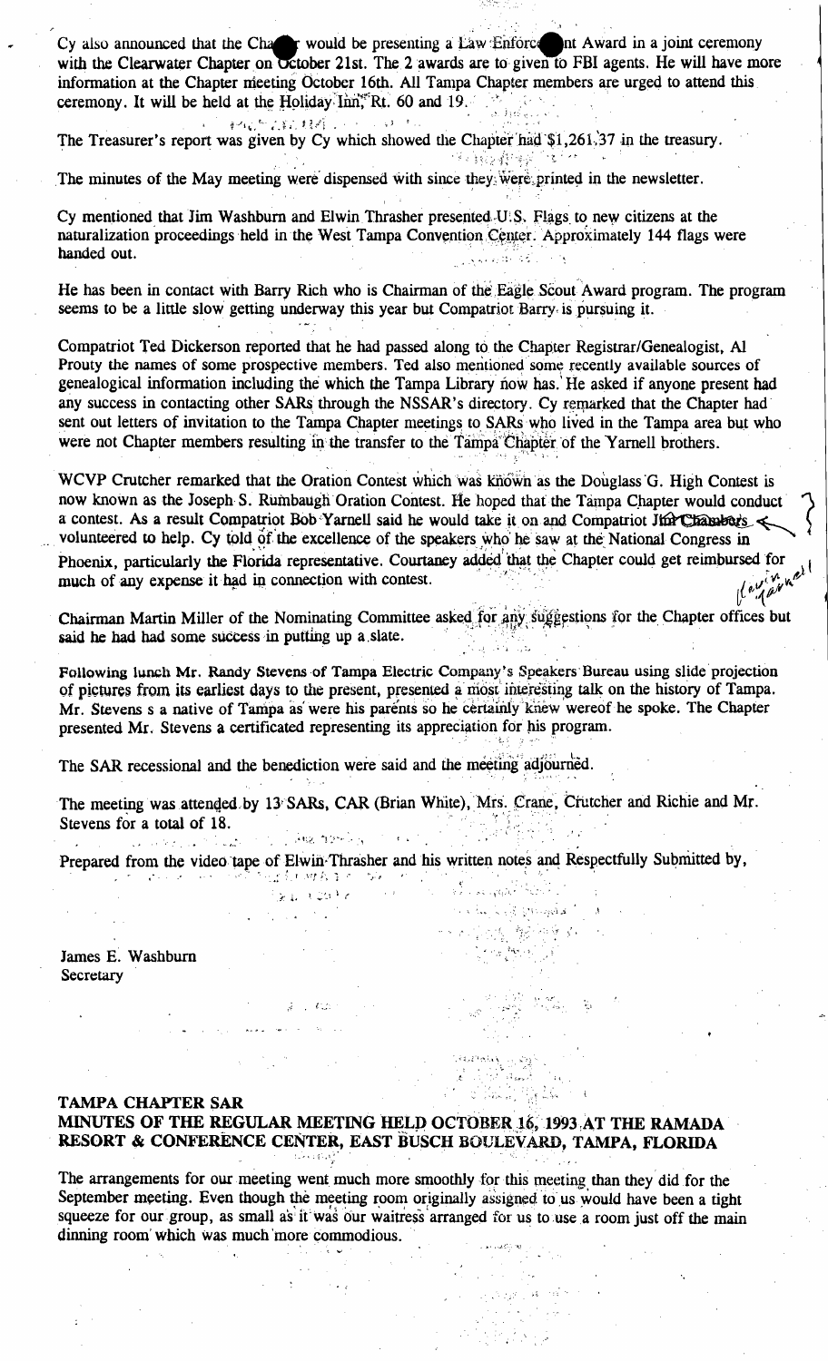Cy also announced that the Chapter would be presenting a Law Enforcement Award in a joint ceremony with the Clearwater Chapter on October 21st. The 2 awards are to given to FBI agents. He will have more information at the Chapter meeting October 16th. All Tampa Chapter members are urged to attend this ceremony. It will be held at the Holiday Inn, Rt. 60 and 19.

The Treasurer's report was given by Cy which showed the Chapter had $1,261.37 in the treasury.

The minutes of the May meeting were dispensed with since they were printed in the newsletter.

Cy mentioned that Jim Washburn and Elwin Thrasher presented U.S. Flags to new citizens at the naturalization proceedings held in the West Tampa Convention Center. Approximately 144 flags were handed out.

He has been in contact with Barry Rich who is Chairman of the Eagle Scout Award program. The program seems to be a little slow getting underway this year but Compatriot Barry is pursuing it.

Compatriot Ted Dickerson reported that he had passed along to the Chapter Registrar/Genealogist, Al Prouty the names of some prospective members. Ted also mentioned some recently available sources of genealogical information including the which the Tampa Library now has. He asked if anyone present had any success in contacting other SARs through the NSSAR's directory. Cy remarked that the Chapter had sent out letters of invitation to the Tampa Chapter meetings to SARs who lived in the Tampa area but who were not Chapter members resulting in the transfer to the Tampa Chapter of the Yarnell brothers.

WCVP Crutcher remarked that the Oration Contest which was known as the Douglass G. High Contest is now known as the Joseph S. Rumbaugh Oration Contest. He hoped that the Tampa Chapter would conduct a contest. As a result Compatriot Bob Yarnell said he would take it on and Compatriot ~~Jim Chambers~~ Kevin Yarnell volunteered to help. Cy told of the excellence of the speakers who he saw at the National Congress in Phoenix, particularly the Florida representative. Courtaney added that the Chapter could get reimbursed for much of any expense it had in connection with contest.

Chairman Martin Miller of the Nominating Committee asked for any suggestions for the Chapter offices but said he had had some success in putting up a slate.

Following lunch Mr. Randy Stevens of Tampa Electric Company's Speakers Bureau using slide projection of pictures from its earliest days to the present, presented a most interesting talk on the history of Tampa. Mr. Stevens s a native of Tampa as were his parents so he certainly knew wereof he spoke. The Chapter presented Mr. Stevens a certificated representing its appreciation for his program.

The SAR recessional and the benediction were said and the meeting adjourned.

The meeting was attended by 13 SARs, CAR (Brian White), Mrs. Crane, Crutcher and Richie and Mr. Stevens for a total of 18.

Prepared from the video tape of Elwin Thrasher and his written notes and Respectfully Submitted by,

James E. Washburn
Secretary

## TAMPA CHAPTER SAR
## MINUTES OF THE REGULAR MEETING HELD OCTOBER 16, 1993 AT THE RAMADA RESORT & CONFERENCE CENTER, EAST BUSCH BOULEVARD, TAMPA, FLORIDA

The arrangements for our meeting went much more smoothly for this meeting than they did for the September meeting. Even though the meeting room originally assigned to us would have been a tight squeeze for our group, as small as it was our waitress arranged for us to use a room just off the main dinning room which was much more commodious.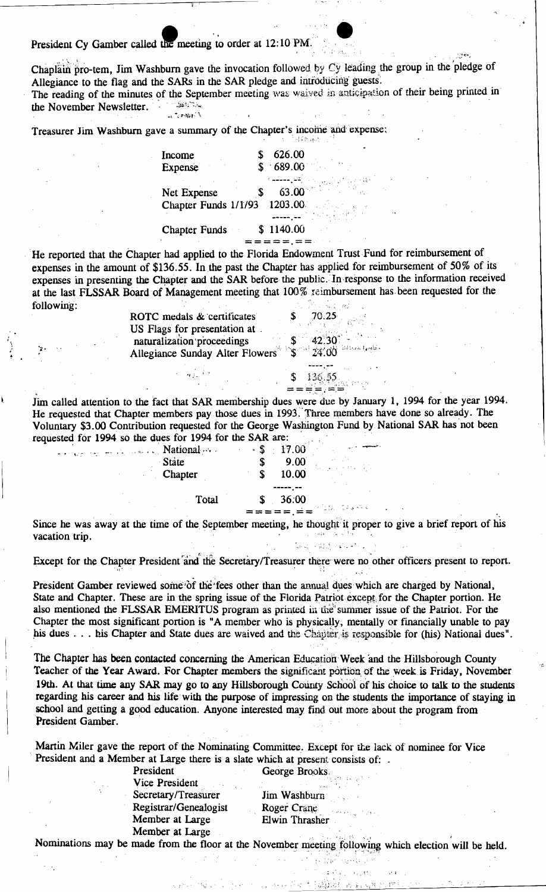President Cy Gamber called the meeting to order at 12:10 PM.

Chaplain pro-tem, Jim Washburn gave the invocation followed by Cy leading the group in the pledge of Allegiance to the flag and the SARs in the SAR pledge and introducing guests.
The reading of the minutes of the September meeting was waived in anticipation of their being printed in the November Newsletter.

Treasurer Jim Washburn gave a summary of the Chapter's income and expense:

| | |
|---|---|
| Income | $ 626.00 |
| Expense | $ 689.00 |
| | -----.-- |
| Net Expense | $ 63.00 |
| Chapter Funds 1/1/93 | 1203.00 |
| | -----.-- |
| Chapter Funds | $ 1140.00 |
| | =====.== |

He reported that the Chapter had applied to the Florida Endowment Trust Fund for reimbursement of expenses in the amount of $136.55. In the past the Chapter has applied for reimbursement of 50% of its expenses in presenting the Chapter and the SAR before the public. In response to the information received at the last FLSSAR Board of Management meeting that 100% reimbursement has been requested for the following:

| | |
|---|---|
| ROTC medals & certificates | $ 70.25 |
| US Flags for presentation at naturalization proceedings | $ 42.30 |
| Allegiance Sunday Alter Flowers | $ 24.00 |
| | ----.-- |
| | $ 136.55 |
| | ====.== |

Jim called attention to the fact that SAR membership dues were due by January 1, 1994 for the year 1994. He requested that Chapter members pay those dues in 1993. Three members have done so already. The Voluntary $3.00 Contribution requested for the George Washington Fund by National SAR has not been requested for 1994 so the dues for 1994 for the SAR are:

| | |
|---|---|
| National | $ 17.00 |
| State | $ 9.00 |
| Chapter | $ 10.00 |
| | -----.-- |
| Total | $ 36.00 |
| | =====.== |

Since he was away at the time of the September meeting, he thought it proper to give a brief report of his vacation trip.

Except for the Chapter President and the Secretary/Treasurer there were no other officers present to report.

President Gamber reviewed some of the fees other than the annual dues which are charged by National, State and Chapter. These are in the spring issue of the Florida Patriot except for the Chapter portion. He also mentioned the FLSSAR EMERITUS program as printed in the summer issue of the Patriot. For the Chapter the most significant portion is "A member who is physically, mentally or financially unable to pay his dues . . . his Chapter and State dues are waived and the Chapter is responsible for (his) National dues".

The Chapter has been contacted concerning the American Education Week and the Hillsborough County Teacher of the Year Award. For Chapter members the significant portion of the week is Friday, November 19th. At that time any SAR may go to any Hillsborough County School of his choice to talk to the students regarding his career and his life with the purpose of impressing on the students the importance of staying in school and getting a good education. Anyone interested may find out more about the program from President Gamber.

Martin Miler gave the report of the Nominating Committee. Except for the lack of nominee for Vice President and a Member at Large there is a slate which at present consists of:

| | |
|---|---|
| President | George Brooks |
| Vice President | |
| Secretary/Treasurer | Jim Washburn |
| Registrar/Genealogist | Roger Crane |
| Member at Large | Elwin Thrasher |
| Member at Large | |

Nominations may be made from the floor at the November meeting following which election will be held.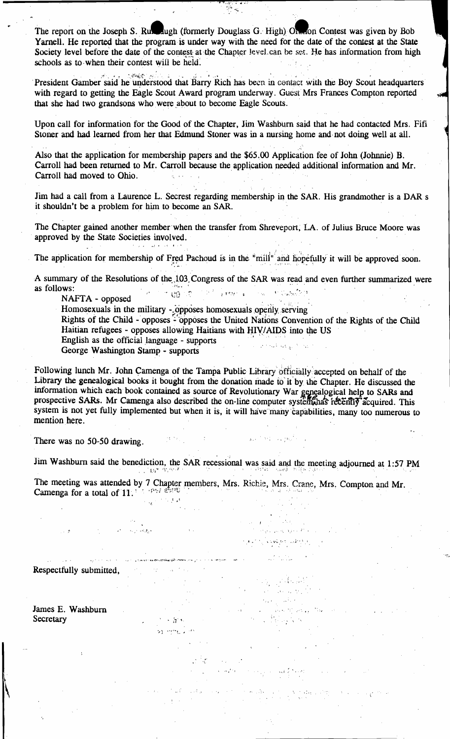The report on the Joseph S. Rumbaugh (formerly Douglass G. High) Oration Contest was given by Bob Yarnell. He reported that the program is under way with the need for the date of the contest at the State Society level before the date of the contest at the Chapter level can be set. He has information from high schools as to when their contest will be held.

President Gamber said he understood that Barry Rich has been in contact with the Boy Scout headquarters with regard to getting the Eagle Scout Award program underway. Guest Mrs Frances Compton reported that she had two grandsons who were about to become Eagle Scouts.

Upon call for information for the Good of the Chapter, Jim Washburn said that he had contacted Mrs. Fifi Stoner and had learned from her that Edmund Stoner was in a nursing home and not doing well at all.

Also that the application for membership papers and the $65.00 Application fee of John (Johnnie) B. Carroll had been returned to Mr. Carroll because the application needed additional information and Mr. Carroll had moved to Ohio.

Jim had a call from a Laurence L. Secrest regarding membership in the SAR. His grandmother is a DAR s it shouldn't be a problem for him to become an SAR.

The Chapter gained another member when the transfer from Shreveport, LA. of Julius Bruce Moore was approved by the State Societies involved.

The application for membership of Fred Pachoud is in the "mill" and hopefully it will be approved soon.

A summary of the Resolutions of the 103 Congress of the SAR was read and even further summarized were as follows:

NAFTA - opposed
Homosexuals in the military - opposes homosexuals openly serving
Rights of the Child - opposes - opposes the United Nations Convention of the Rights of the Child
Haitian refugees - opposes allowing Haitians with HIV/AIDS into the US
English as the official language - supports
George Washington Stamp - supports

Following lunch Mr. John Camenga of the Tampa Public Library officially accepted on behalf of the Library the genealogical books it bought from the donation made to it by the Chapter. He discussed the information which each book contained as source of Revolutionary War genealogical help to SARs and prospective SARs. Mr Camenga also described the on-line computer system has recently acquired. This system is not yet fully implemented but when it is, it will have many capabilities, many too numerous to mention here.

There was no 50-50 drawing.

Jim Washburn said the benediction, the SAR recessional was said and the meeting adjourned at 1:57 PM

The meeting was attended by 7 Chapter members, Mrs. Richie, Mrs. Crane, Mrs. Compton and Mr. Camenga for a total of 11.

Respectfully submitted,

James E. Washburn
Secretary